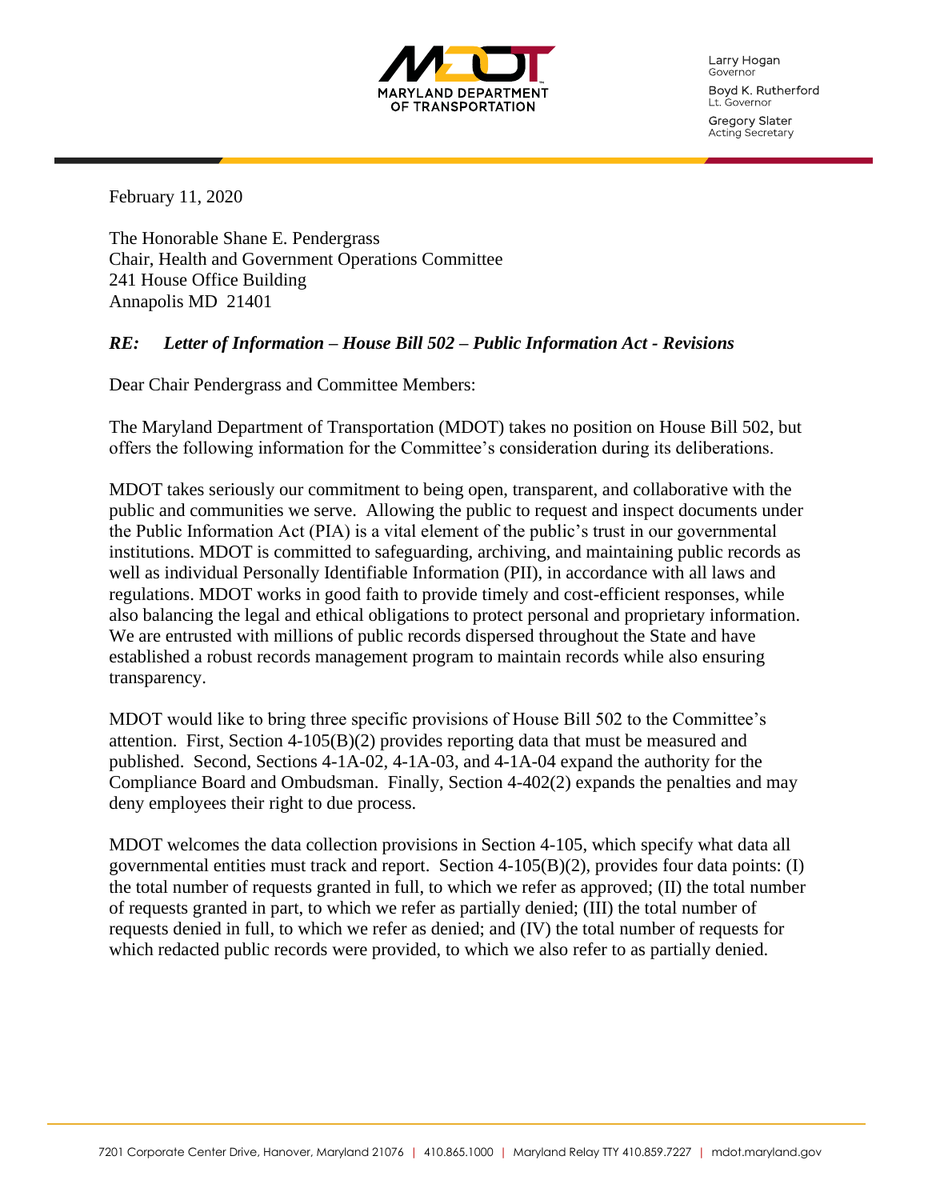MARYLAND DEPARTMENT OF TRANSPORTATION

Larry Hogan
Governor

Boyd K. Rutherford
Lt. Governor

Gregory Slater
Acting Secretary

February 11, 2020

The Honorable Shane E. Pendergrass
Chair, Health and Government Operations Committee
241 House Office Building
Annapolis MD 21401

***RE: Letter of Information – House Bill 502 – Public Information Act - Revisions***

Dear Chair Pendergrass and Committee Members:

The Maryland Department of Transportation (MDOT) takes no position on House Bill 502, but offers the following information for the Committee's consideration during its deliberations.

MDOT takes seriously our commitment to being open, transparent, and collaborative with the public and communities we serve. Allowing the public to request and inspect documents under the Public Information Act (PIA) is a vital element of the public's trust in our governmental institutions. MDOT is committed to safeguarding, archiving, and maintaining public records as well as individual Personally Identifiable Information (PII), in accordance with all laws and regulations. MDOT works in good faith to provide timely and cost-efficient responses, while also balancing the legal and ethical obligations to protect personal and proprietary information. We are entrusted with millions of public records dispersed throughout the State and have established a robust records management program to maintain records while also ensuring transparency.

MDOT would like to bring three specific provisions of House Bill 502 to the Committee's attention. First, Section 4-105(B)(2) provides reporting data that must be measured and published. Second, Sections 4-1A-02, 4-1A-03, and 4-1A-04 expand the authority for the Compliance Board and Ombudsman. Finally, Section 4-402(2) expands the penalties and may deny employees their right to due process.

MDOT welcomes the data collection provisions in Section 4-105, which specify what data all governmental entities must track and report. Section 4-105(B)(2), provides four data points: (I) the total number of requests granted in full, to which we refer as approved; (II) the total number of requests granted in part, to which we refer as partially denied; (III) the total number of requests denied in full, to which we refer as denied; and (IV) the total number of requests for which redacted public records were provided, to which we also refer to as partially denied.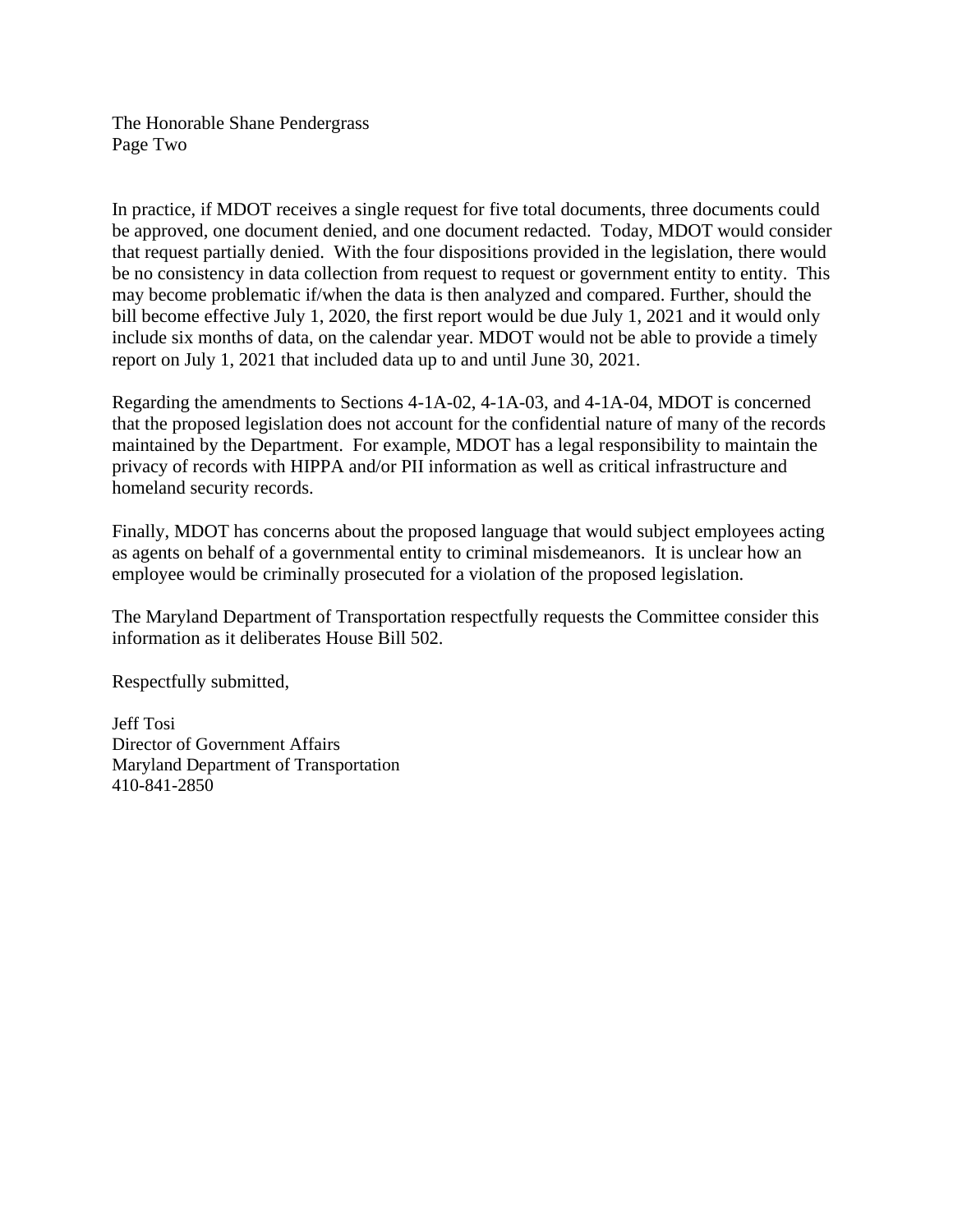In practice, if MDOT receives a single request for five total documents, three documents could be approved, one document denied, and one document redacted. Today, MDOT would consider that request partially denied. With the four dispositions provided in the legislation, there would be no consistency in data collection from request to request or government entity to entity. This may become problematic if/when the data is then analyzed and compared. Further, should the bill become effective July 1, 2020, the first report would be due July 1, 2021 and it would only include six months of data, on the calendar year. MDOT would not be able to provide a timely report on July 1, 2021 that included data up to and until June 30, 2021.

Regarding the amendments to Sections 4-1A-02, 4-1A-03, and 4-1A-04, MDOT is concerned that the proposed legislation does not account for the confidential nature of many of the records maintained by the Department. For example, MDOT has a legal responsibility to maintain the privacy of records with HIPPA and/or PII information as well as critical infrastructure and homeland security records.

Finally, MDOT has concerns about the proposed language that would subject employees acting as agents on behalf of a governmental entity to criminal misdemeanors. It is unclear how an employee would be criminally prosecuted for a violation of the proposed legislation.

The Maryland Department of Transportation respectfully requests the Committee consider this information as it deliberates House Bill 502.

Respectfully submitted,

Jeff Tosi
Director of Government Affairs
Maryland Department of Transportation
410-841-2850